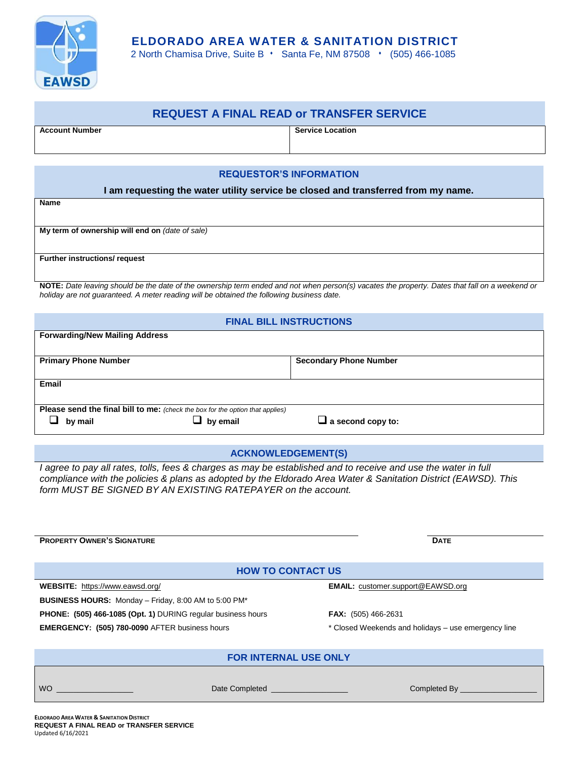# ELDORADO AREA WATER & SANITATION DISTRICT

2 North Chamisa Drive, Suite B • Santa Fe, NM 87508 • (505) 466-1085

## REQUEST A FINAL READ or TRANSFER SERVICE

| Account Number | Service Location |
|---|---|
| | |

## REQUESTOR'S INFORMATION

**I am requesting the water utility service be closed and transferred from my name.**

| |
|---|
| **Name** |
| **My term of ownership will end on** *(date of sale)* |
| **Further instructions/ request** |

**NOTE:** *Date leaving should be the date of the ownership term ended and not when person(s) vacates the property. Dates that fall on a weekend or holiday are not guaranteed. A meter reading will be obtained the following business date.*

## FINAL BILL INSTRUCTIONS

| | |
|---|---|
| **Forwarding/New Mailing Address** | |
| **Primary Phone Number** | **Secondary Phone Number** |
| **Email** | |

**Please send the final bill to me:** *(check the box for the option that applies)*

☐ **by mail** ☐ **by email** ☐ **a second copy to:**

## ACKNOWLEDGEMENT(S)

*I agree to pay all rates, tolls, fees & charges as may be established and to receive and use the water in full compliance with the policies & plans as adopted by the Eldorado Area Water & Sanitation District (EAWSD). This form MUST BE SIGNED BY AN EXISTING RATEPAYER on the account.*

**PROPERTY OWNER'S SIGNATURE** ______________________ **DATE** __________

## HOW TO CONTACT US

**WEBSITE:** https://www.eawsd.org/

**EMAIL:** customer.support@EAWSD.org

**BUSINESS HOURS:** Monday – Friday, 8:00 AM to 5:00 PM*

**PHONE: (505) 466-1085 (Opt. 1)** DURING regular business hours

**FAX:** (505) 466-2631

**EMERGENCY: (505) 780-0090** AFTER business hours

\* Closed Weekends and holidays – use emergency line

## FOR INTERNAL USE ONLY

WO ________________ Date Completed ________________ Completed By ________________

ELDORADO AREA WATER & SANITATION DISTRICT
**REQUEST A FINAL READ or TRANSFER SERVICE**
Updated 6/16/2021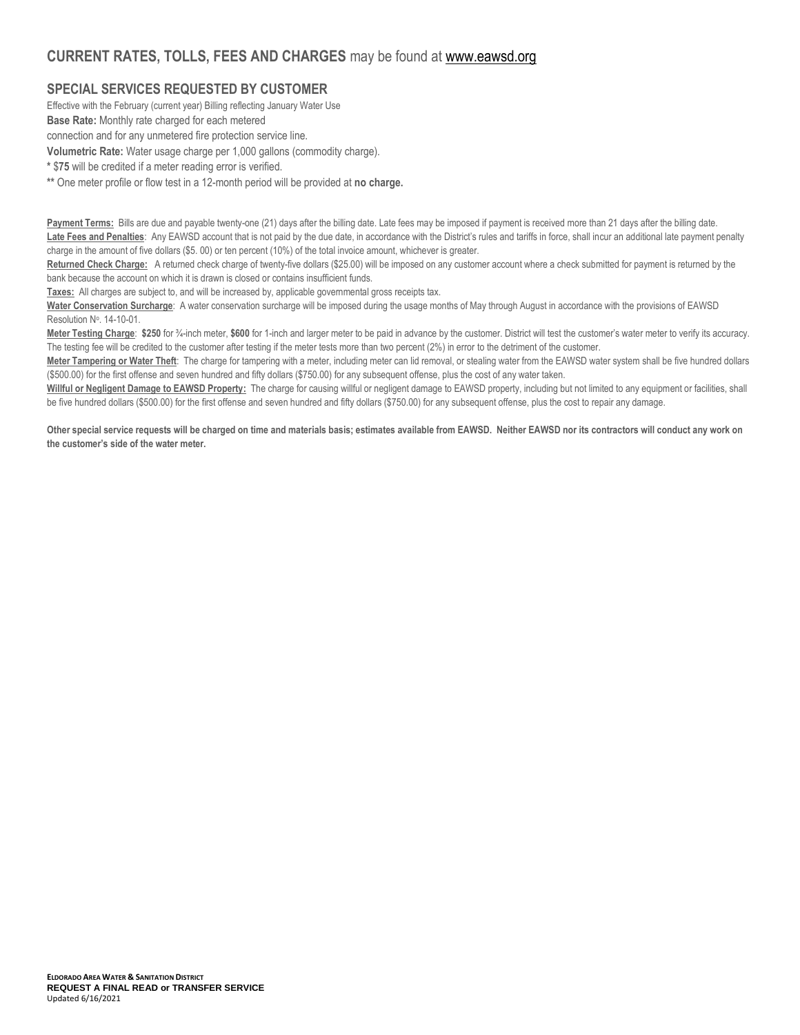## CURRENT RATES, TOLLS, FEES AND CHARGES may be found at www.eawsd.org

### SPECIAL SERVICES REQUESTED BY CUSTOMER

Effective with the February (current year) Billing reflecting January Water Use

**Base Rate:** Monthly rate charged for each metered connection and for any unmetered fire protection service line.

**Volumetric Rate:** Water usage charge per 1,000 gallons (commodity charge).

* $**75** will be credited if a meter reading error is verified.

** One meter profile or flow test in a 12-month period will be provided at **no charge.**

**Payment Terms:** Bills are due and payable twenty-one (21) days after the billing date. Late fees may be imposed if payment is received more than 21 days after the billing date.

**Late Fees and Penalties**: Any EAWSD account that is not paid by the due date, in accordance with the District's rules and tariffs in force, shall incur an additional late payment penalty charge in the amount of five dollars ($5. 00) or ten percent (10%) of the total invoice amount, whichever is greater.

**Returned Check Charge:** A returned check charge of twenty-five dollars ($25.00) will be imposed on any customer account where a check submitted for payment is returned by the bank because the account on which it is drawn is closed or contains insufficient funds.

**Taxes:** All charges are subject to, and will be increased by, applicable governmental gross receipts tax.

**Water Conservation Surcharge**: A water conservation surcharge will be imposed during the usage months of May through August in accordance with the provisions of EAWSD Resolution N°. 14-10-01.

**Meter Testing Charge**: **$250** for ¾-inch meter, **$600** for 1-inch and larger meter to be paid in advance by the customer. District will test the customer's water meter to verify its accuracy. The testing fee will be credited to the customer after testing if the meter tests more than two percent (2%) in error to the detriment of the customer.

**Meter Tampering or Water Theft**: The charge for tampering with a meter, including meter can lid removal, or stealing water from the EAWSD water system shall be five hundred dollars ($500.00) for the first offense and seven hundred and fifty dollars ($750.00) for any subsequent offense, plus the cost of any water taken.

**Willful or Negligent Damage to EAWSD Property:** The charge for causing willful or negligent damage to EAWSD property, including but not limited to any equipment or facilities, shall be five hundred dollars ($500.00) for the first offense and seven hundred and fifty dollars ($750.00) for any subsequent offense, plus the cost to repair any damage.

**Other special service requests will be charged on time and materials basis; estimates available from EAWSD. Neither EAWSD nor its contractors will conduct any work on the customer's side of the water meter.**

**ELDORADO AREA WATER & SANITATION DISTRICT**
**REQUEST A FINAL READ or TRANSFER SERVICE**
Updated 6/16/2021